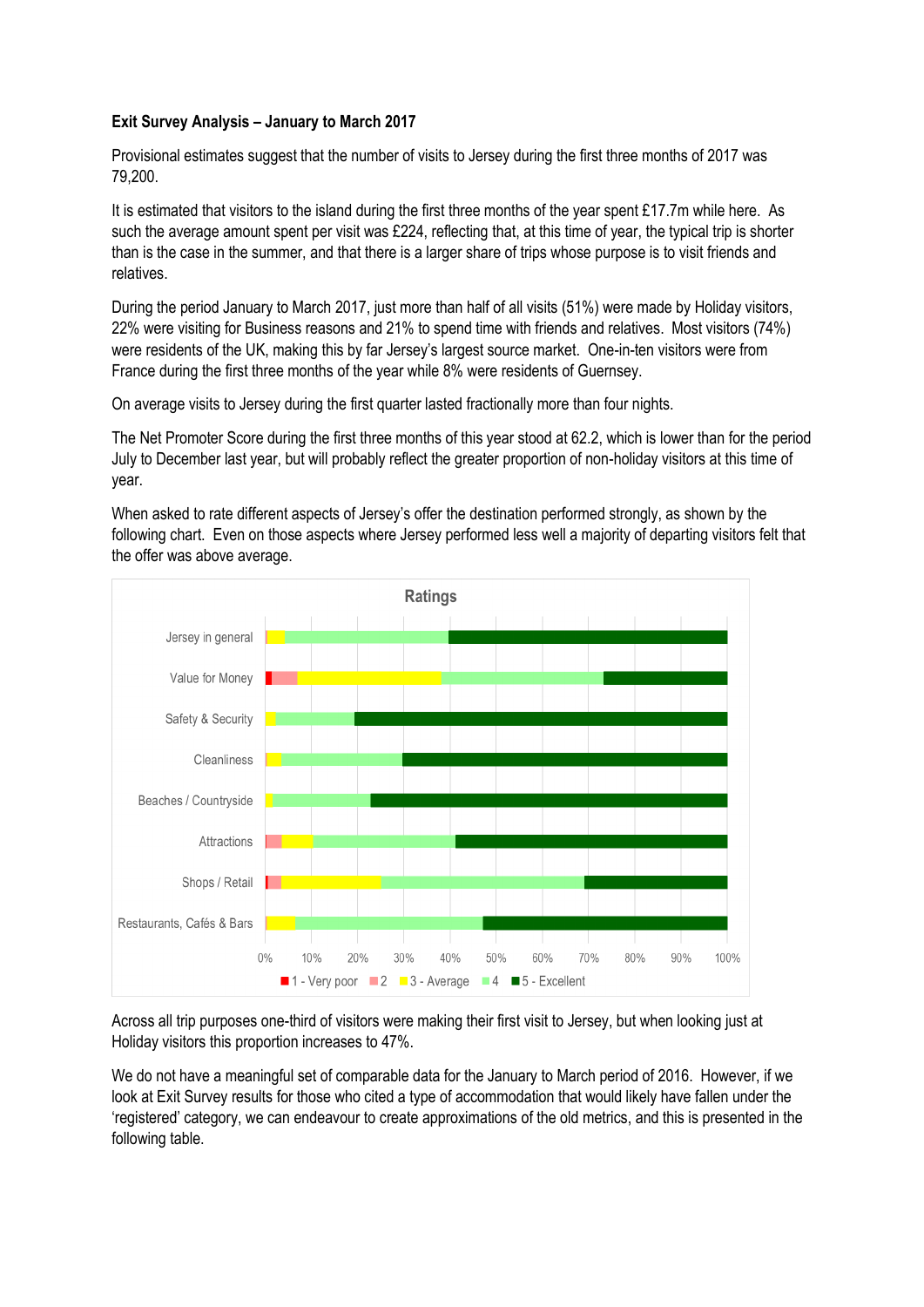**Exit Survey Analysis – January to March 2017**

Provisional estimates suggest that the number of visits to Jersey during the first three months of 2017 was 79,200.

It is estimated that visitors to the island during the first three months of the year spent £17.7m while here. As such the average amount spent per visit was £224, reflecting that, at this time of year, the typical trip is shorter than is the case in the summer, and that there is a larger share of trips whose purpose is to visit friends and relatives.

During the period January to March 2017, just more than half of all visits (51%) were made by Holiday visitors, 22% were visiting for Business reasons and 21% to spend time with friends and relatives. Most visitors (74%) were residents of the UK, making this by far Jersey's largest source market. One-in-ten visitors were from France during the first three months of the year while 8% were residents of Guernsey.

On average visits to Jersey during the first quarter lasted fractionally more than four nights.

The Net Promoter Score during the first three months of this year stood at 62.2, which is lower than for the period July to December last year, but will probably reflect the greater proportion of non-holiday visitors at this time of year.

When asked to rate different aspects of Jersey's offer the destination performed strongly, as shown by the following chart. Even on those aspects where Jersey performed less well a majority of departing visitors felt that the offer was above average.

Across all trip purposes one-third of visitors were making their first visit to Jersey, but when looking just at Holiday visitors this proportion increases to 47%.

We do not have a meaningful set of comparable data for the January to March period of 2016. However, if we look at Exit Survey results for those who cited a type of accommodation that would likely have fallen under the 'registered' category, we can endeavour to create approximations of the old metrics, and this is presented in the following table.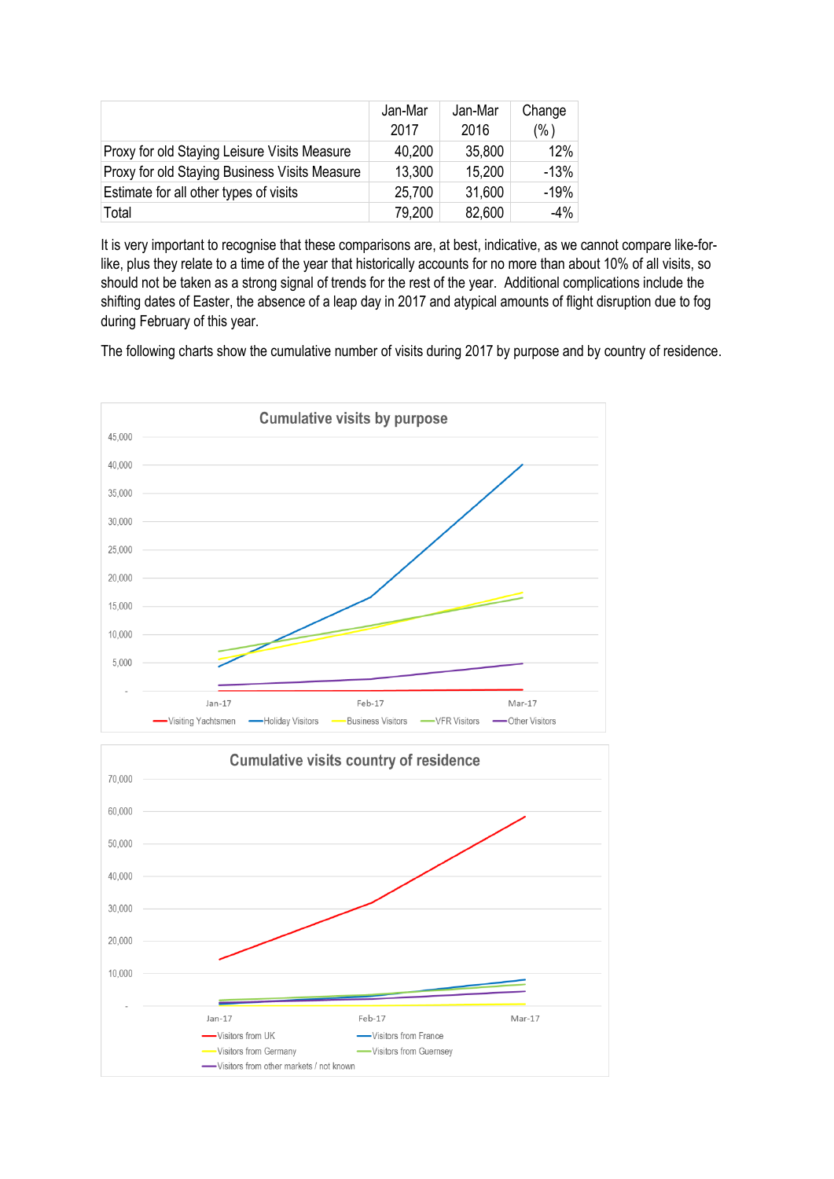| | Jan-Mar 2017 | Jan-Mar 2016 | Change (%) |
|---|---|---|---|
| Proxy for old Staying Leisure Visits Measure | 40,200 | 35,800 | 12% |
| Proxy for old Staying Business Visits Measure | 13,300 | 15,200 | -13% |
| Estimate for all other types of visits | 25,700 | 31,600 | -19% |
| Total | 79,200 | 82,600 | -4% |

It is very important to recognise that these comparisons are, at best, indicative, as we cannot compare like-for-like, plus they relate to a time of the year that historically accounts for no more than about 10% of all visits, so should not be taken as a strong signal of trends for the rest of the year. Additional complications include the shifting dates of Easter, the absence of a leap day in 2017 and atypical amounts of flight disruption due to fog during February of this year.

The following charts show the cumulative number of visits during 2017 by purpose and by country of residence.

Cumulative visits by purpose

45,000
40,000
35,000
30,000
25,000
20,000
15,000
10,000
5,000
-

Jan-17
Feb-17
Mar-17

Visiting Yachtsmen
Holiday Visitors
Business Visitors
VFR Visitors
Other Visitors

Cumulative visits country of residence

70,000
60,000
50,000
40,000
30,000
20,000
10,000
-

Jan-17
Feb-17
Mar-17

Visitors from UK
Visitors from France
Visitors from Germany
Visitors from Guernsey
Visitors from other markets / not known